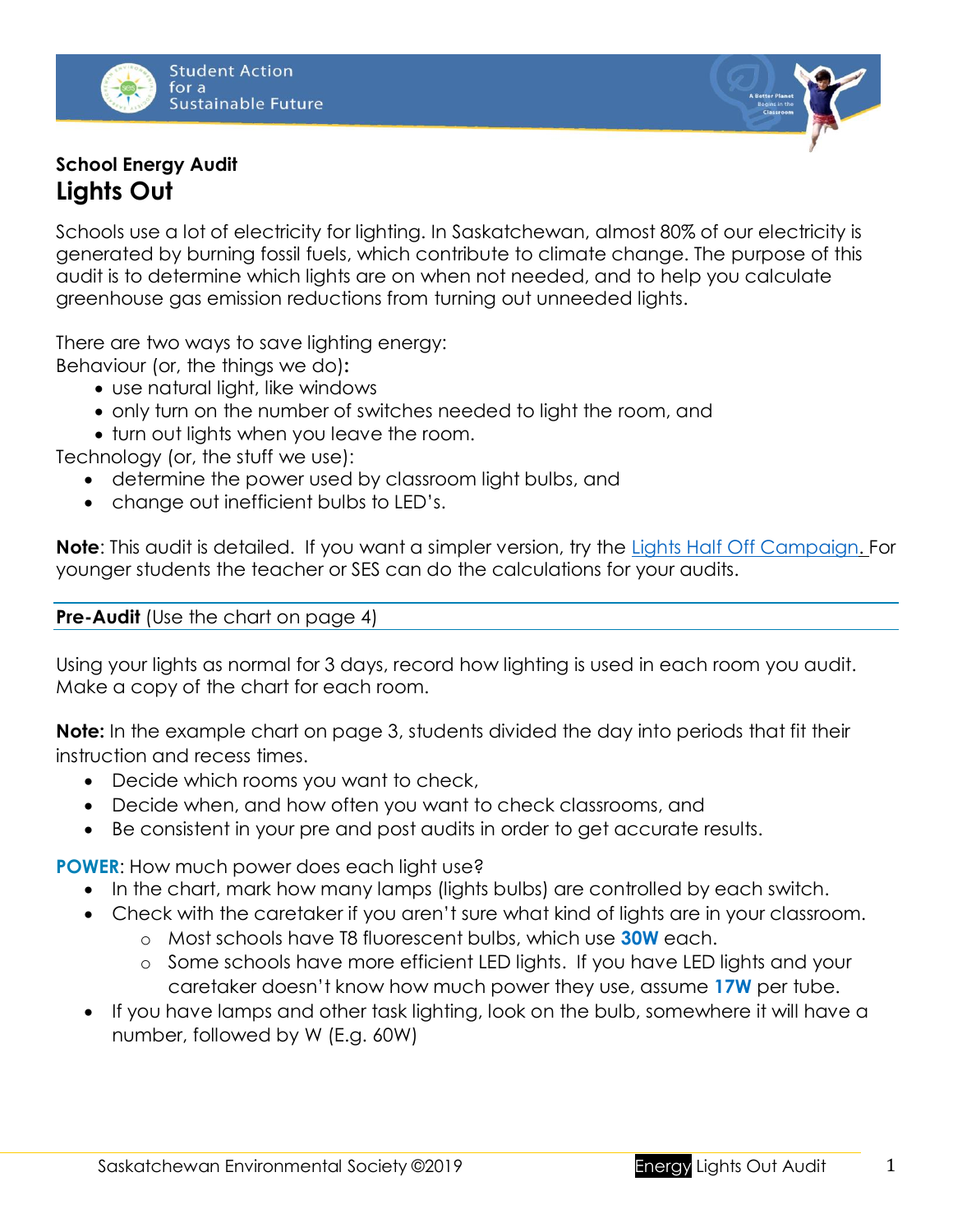**School Energy Audit**

# Lights Out

Schools use a lot of electricity for lighting. In Saskatchewan, almost 80% of our electricity is generated by burning fossil fuels, which contribute to climate change. The purpose of this audit is to determine which lights are on when not needed, and to help you calculate greenhouse gas emission reductions from turning out unneeded lights.

There are two ways to save lighting energy:

Behaviour (or, the things we do)**:**

- use natural light, like windows
- only turn on the number of switches needed to light the room, and
- turn out lights when you leave the room.

Technology (or, the stuff we use):

- determine the power used by classroom light bulbs, and
- change out inefficient bulbs to LED's.

**Note**: This audit is detailed. If you want a simpler version, try the Lights Half Off Campaign. For younger students the teacher or SES can do the calculations for your audits.

**Pre-Audit** (Use the chart on page 4)

Using your lights as normal for 3 days, record how lighting is used in each room you audit. Make a copy of the chart for each room.

**Note:** In the example chart on page 3, students divided the day into periods that fit their instruction and recess times.

- Decide which rooms you want to check,
- Decide when, and how often you want to check classrooms, and
- Be consistent in your pre and post audits in order to get accurate results.

**POWER**: How much power does each light use?

- In the chart, mark how many lamps (lights bulbs) are controlled by each switch.
- Check with the caretaker if you aren't sure what kind of lights are in your classroom.
  - Most schools have T8 fluorescent bulbs, which use **30W** each.
  - Some schools have more efficient LED lights. If you have LED lights and your caretaker doesn't know how much power they use, assume **17W** per tube.
- If you have lamps and other task lighting, look on the bulb, somewhere it will have a number, followed by W (E.g. 60W)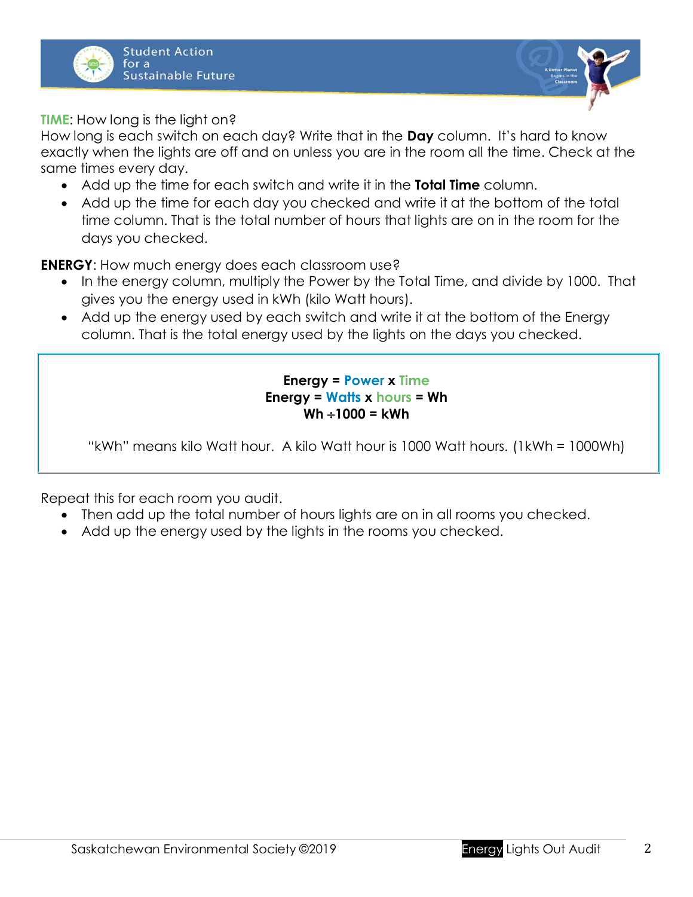**TIME**: How long is the light on?

How long is each switch on each day? Write that in the **Day** column. It's hard to know exactly when the lights are off and on unless you are in the room all the time. Check at the same times every day.

- Add up the time for each switch and write it in the **Total Time** column.
- Add up the time for each day you checked and write it at the bottom of the total time column. That is the total number of hours that lights are on in the room for the days you checked.

**ENERGY**: How much energy does each classroom use?

- In the energy column, multiply the Power by the Total Time, and divide by 1000. That gives you the energy used in kWh (kilo Watt hours).
- Add up the energy used by each switch and write it at the bottom of the Energy column. That is the total energy used by the lights on the days you checked.

> **Energy = Power x Time**
> **Energy = Watts x hours = Wh**
> **Wh ÷1000 = kWh**
>
> "kWh" means kilo Watt hour. A kilo Watt hour is 1000 Watt hours. (1kWh = 1000Wh)

Repeat this for each room you audit.

- Then add up the total number of hours lights are on in all rooms you checked.
- Add up the energy used by the lights in the rooms you checked.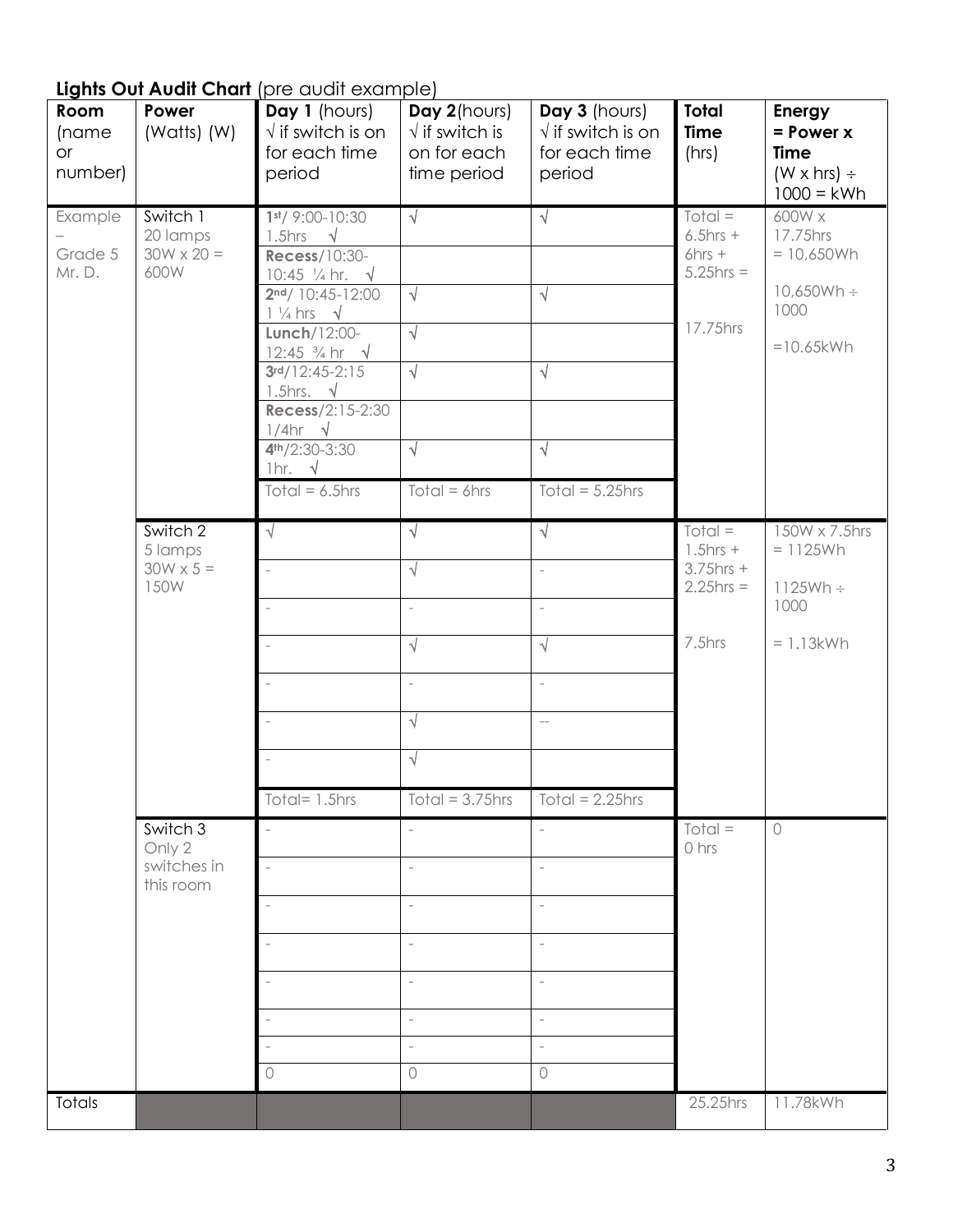**Lights Out Audit Chart** (pre audit example)

| Room (name or number) | Power (Watts) (W) | Day 1 (hours) √ if switch is on for each time period | Day 2 (hours) √ if switch is on for each time period | Day 3 (hours) √ if switch is on for each time period | Total Time (hrs) | Energy = Power x Time (W x hrs) ÷ 1000 = kWh |
|---|---|---|---|---|---|---|
| Example – Grade 5 Mr. D. | Switch 1 20 lamps 30W x 20 = 600W | 1st/ 9:00-10:30 1.5hrs √ | √ | √ | Total = 6.5hrs + 6hrs + 5.25hrs = 17.75hrs | 600W x 17.75hrs = 10,650Wh 10,650Wh ÷ 1000 =10.65kWh |
| | | Recess/10:30-10:45 ¼ hr. √ | | | | |
| | | 2nd/ 10:45-12:00 1 ¼ hrs √ | √ | √ | | |
| | | Lunch/12:00-12:45 ¾ hr √ | √ | | | |
| | | 3rd/12:45-2:15 1.5hrs. √ | √ | √ | | |
| | | Recess/2:15-2:30 1/4hr √ | | | | |
| | | 4th/2:30-3:30 1hr. √ | √ | √ | | |
| | | Total = 6.5hrs | Total = 6hrs | Total = 5.25hrs | | |
| | Switch 2 5 lamps 30W x 5 = 150W | √ | √ | √ | Total = 1.5hrs + 3.75hrs + 2.25hrs = 7.5hrs | 150W x 7.5hrs = 1125Wh 1125Wh ÷ 1000 = 1.13kWh |
| | | - | √ | - | | |
| | | - | - | - | | |
| | | - | √ | √ | | |
| | | - | - | - | | |
| | | - | √ | -- | | |
| | | - | √ | | | |
| | | Total= 1.5hrs | Total = 3.75hrs | Total = 2.25hrs | | |
| | Switch 3 Only 2 switches in this room | - | - | - | Total = 0 hrs | 0 |
| | | - | - | - | | |
| | | - | - | - | | |
| | | - | - | - | | |
| | | - | - | - | | |
| | | - | - | - | | |
| | | - | - | - | | |
| | | 0 | 0 | 0 | | |
| Totals | | | | | 25.25hrs | 11.78kWh |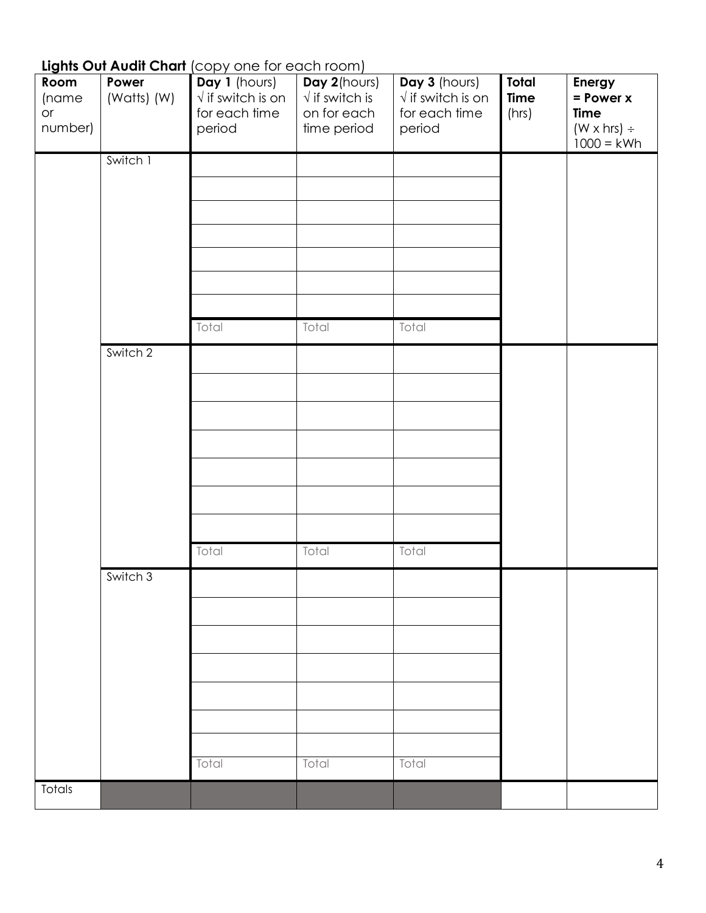**Lights Out Audit Chart** (copy one for each room)

| Room (name or number) | Power (Watts) (W) | Day 1 (hours) √ if switch is on for each time period | Day 2(hours) √ if switch is on for each time period | Day 3 (hours) √ if switch is on for each time period | Total Time (hrs) | Energy = Power x Time (W x hrs) ÷ 1000 = kWh |
|---|---|---|---|---|---|---|
| | Switch 1 | | | | | |
| | | | | | | |
| | | | | | | |
| | | | | | | |
| | | | | | | |
| | | | | | | |
| | | | | | | |
| | | Total | Total | Total | | |
| | Switch 2 | | | | | |
| | | | | | | |
| | | | | | | |
| | | | | | | |
| | | | | | | |
| | | | | | | |
| | | | | | | |
| | | Total | Total | Total | | |
| | Switch 3 | | | | | |
| | | | | | | |
| | | | | | | |
| | | | | | | |
| | | | | | | |
| | | | | | | |
| | | | | | | |
| | | Total | Total | Total | | |
| Totals | | | | | | |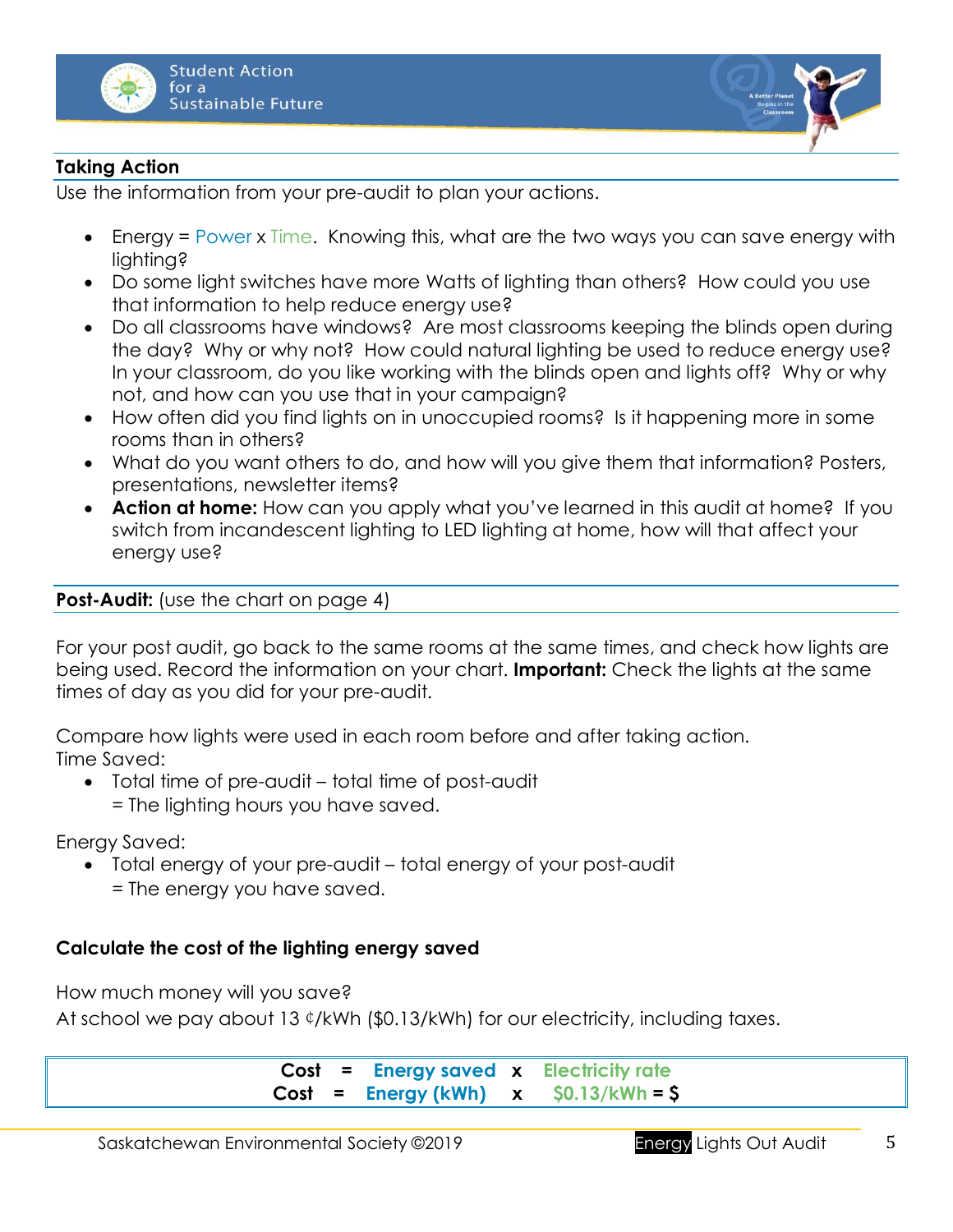## Taking Action

Use the information from your pre-audit to plan your actions.

- Energy = Power x Time. Knowing this, what are the two ways you can save energy with lighting?
- Do some light switches have more Watts of lighting than others? How could you use that information to help reduce energy use?
- Do all classrooms have windows? Are most classrooms keeping the blinds open during the day? Why or why not? How could natural lighting be used to reduce energy use? In your classroom, do you like working with the blinds open and lights off? Why or why not, and how can you use that in your campaign?
- How often did you find lights on in unoccupied rooms? Is it happening more in some rooms than in others?
- What do you want others to do, and how will you give them that information? Posters, presentations, newsletter items?
- **Action at home:** How can you apply what you've learned in this audit at home? If you switch from incandescent lighting to LED lighting at home, how will that affect your energy use?

## Post-Audit: (use the chart on page 4)

For your post audit, go back to the same rooms at the same times, and check how lights are being used. Record the information on your chart. **Important:** Check the lights at the same times of day as you did for your pre-audit.

Compare how lights were used in each room before and after taking action.

Time Saved:

- Total time of pre-audit – total time of post-audit
  = The lighting hours you have saved.

Energy Saved:

- Total energy of your pre-audit – total energy of your post-audit
  = The energy you have saved.

### Calculate the cost of the lighting energy saved

How much money will you save?

At school we pay about 13 ¢/kWh ($0.13/kWh) for our electricity, including taxes.

**Cost = Energy saved x Electricity rate**
**Cost = Energy (kWh) x $0.13/kWh = $**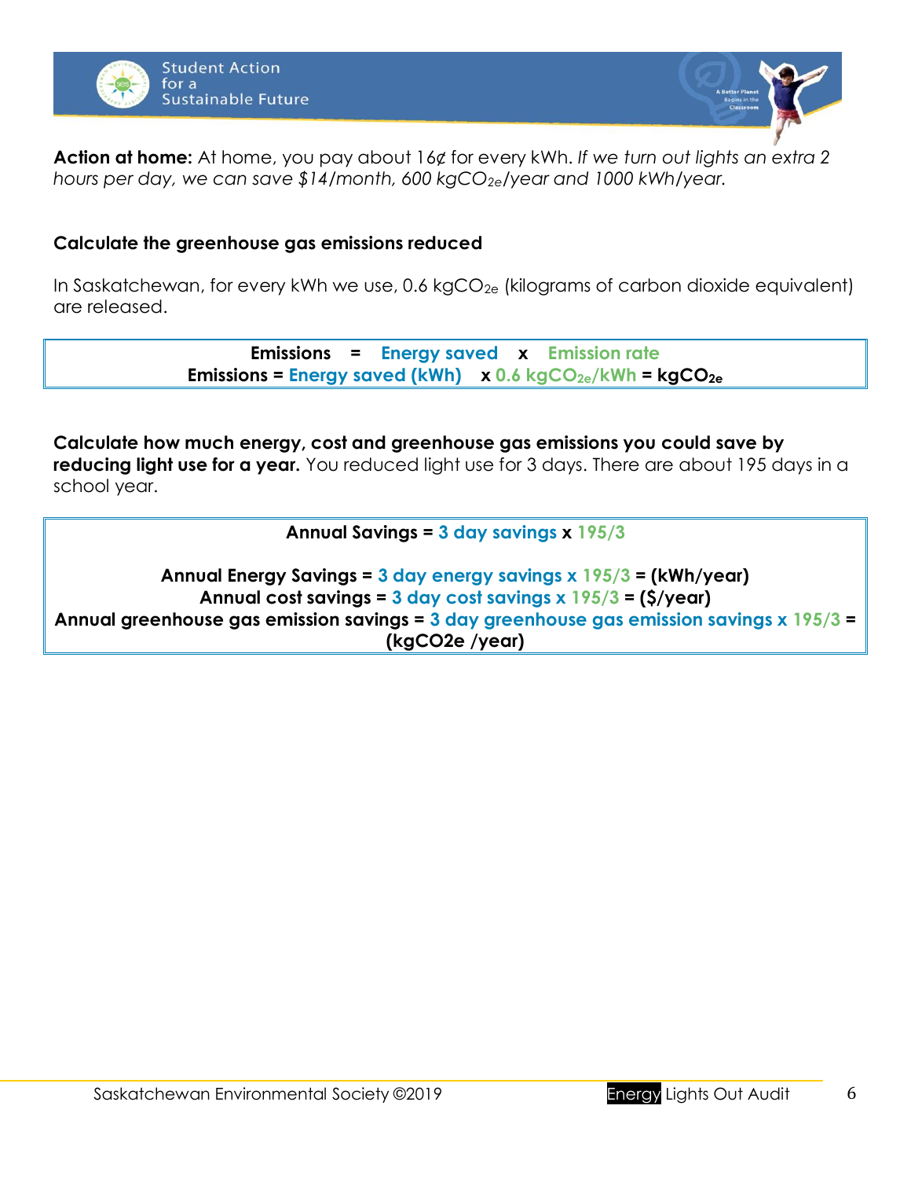**Action at home:** At home, you pay about 16¢ for every kWh. *If we turn out lights an extra 2 hours per day, we can save \$14/month, 600 kgCO$_{2e}$/year and 1000 kWh/year.*

**Calculate the greenhouse gas emissions reduced**

In Saskatchewan, for every kWh we use, 0.6 kgCO$_{2e}$ (kilograms of carbon dioxide equivalent) are released.

> **Emissions = Energy saved x Emission rate**
> **Emissions = Energy saved (kWh) x 0.6 kgCO$_{2e}$/kWh = kgCO$_{2e}$**

**Calculate how much energy, cost and greenhouse gas emissions you could save by reducing light use for a year.** You reduced light use for 3 days. There are about 195 days in a school year.

> **Annual Savings = 3 day savings x 195/3**
>
> **Annual Energy Savings = 3 day energy savings x 195/3 = (kWh/year)**
> **Annual cost savings = 3 day cost savings x 195/3 = (\$/year)**
> **Annual greenhouse gas emission savings = 3 day greenhouse gas emission savings x 195/3 = (kgCO2e /year)**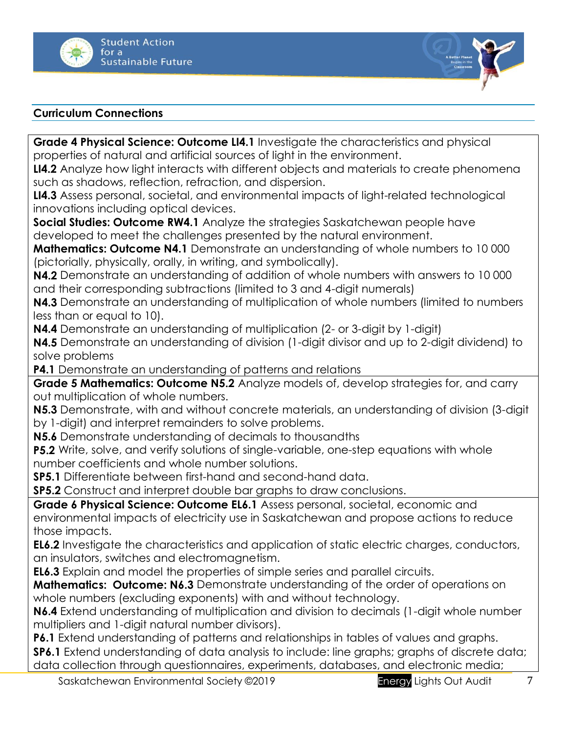## Curriculum Connections

**Grade 4 Physical Science: Outcome LI4.1** Investigate the characteristics and physical properties of natural and artificial sources of light in the environment.
**LI4.2** Analyze how light interacts with different objects and materials to create phenomena such as shadows, reflection, refraction, and dispersion.
**LI4.3** Assess personal, societal, and environmental impacts of light-related technological innovations including optical devices.
**Social Studies: Outcome RW4.1** Analyze the strategies Saskatchewan people have developed to meet the challenges presented by the natural environment.
**Mathematics: Outcome N4.1** Demonstrate an understanding of whole numbers to 10 000 (pictorially, physically, orally, in writing, and symbolically).
**N4.2** Demonstrate an understanding of addition of whole numbers with answers to 10 000 and their corresponding subtractions (limited to 3 and 4-digit numerals)
**N4.3** Demonstrate an understanding of multiplication of whole numbers (limited to numbers less than or equal to 10).
**N4.4** Demonstrate an understanding of multiplication (2- or 3-digit by 1-digit)
**N4.5** Demonstrate an understanding of division (1-digit divisor and up to 2-digit dividend) to solve problems
**P4.1** Demonstrate an understanding of patterns and relations

**Grade 5 Mathematics: Outcome N5.2** Analyze models of, develop strategies for, and carry out multiplication of whole numbers.
**N5.3** Demonstrate, with and without concrete materials, an understanding of division (3-digit by 1-digit) and interpret remainders to solve problems.
**N5.6** Demonstrate understanding of decimals to thousandths
**P5.2** Write, solve, and verify solutions of single-variable, one-step equations with whole number coefficients and whole number solutions.
**SP5.1** Differentiate between first-hand and second-hand data.
**SP5.2** Construct and interpret double bar graphs to draw conclusions.

**Grade 6 Physical Science: Outcome EL6.1** Assess personal, societal, economic and environmental impacts of electricity use in Saskatchewan and propose actions to reduce those impacts.
**EL6.2** Investigate the characteristics and application of static electric charges, conductors, an insulators, switches and electromagnetism.
**EL6.3** Explain and model the properties of simple series and parallel circuits.
**Mathematics: Outcome: N6.3** Demonstrate understanding of the order of operations on whole numbers (excluding exponents) with and without technology.
**N6.4** Extend understanding of multiplication and division to decimals (1-digit whole number multipliers and 1-digit natural number divisors).
**P6.1** Extend understanding of patterns and relationships in tables of values and graphs.
**SP6.1** Extend understanding of data analysis to include: line graphs; graphs of discrete data; data collection through questionnaires, experiments, databases, and electronic media;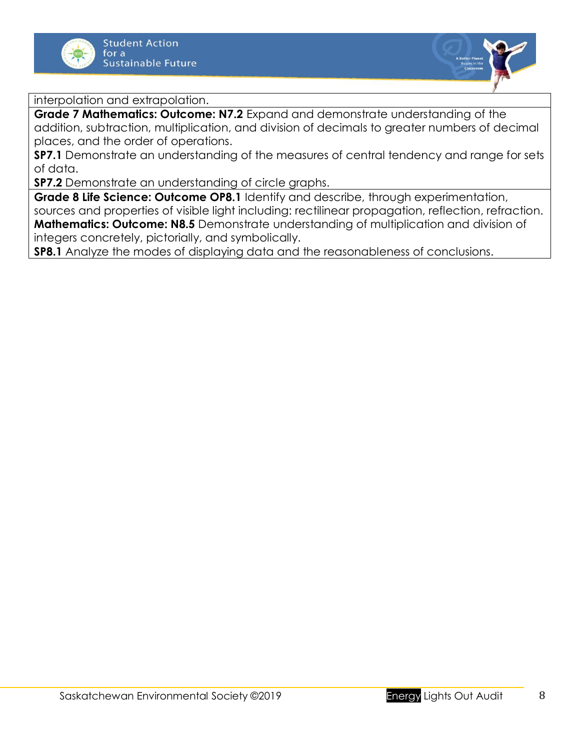interpolation and extrapolation.

**Grade 7 Mathematics: Outcome: N7.2** Expand and demonstrate understanding of the addition, subtraction, multiplication, and division of decimals to greater numbers of decimal places, and the order of operations.

**SP7.1** Demonstrate an understanding of the measures of central tendency and range for sets of data.

**SP7.2** Demonstrate an understanding of circle graphs.

**Grade 8 Life Science: Outcome OP8.1** Identify and describe, through experimentation, sources and properties of visible light including: rectilinear propagation, reflection, refraction.

**Mathematics: Outcome: N8.5** Demonstrate understanding of multiplication and division of integers concretely, pictorially, and symbolically.

**SP8.1** Analyze the modes of displaying data and the reasonableness of conclusions.